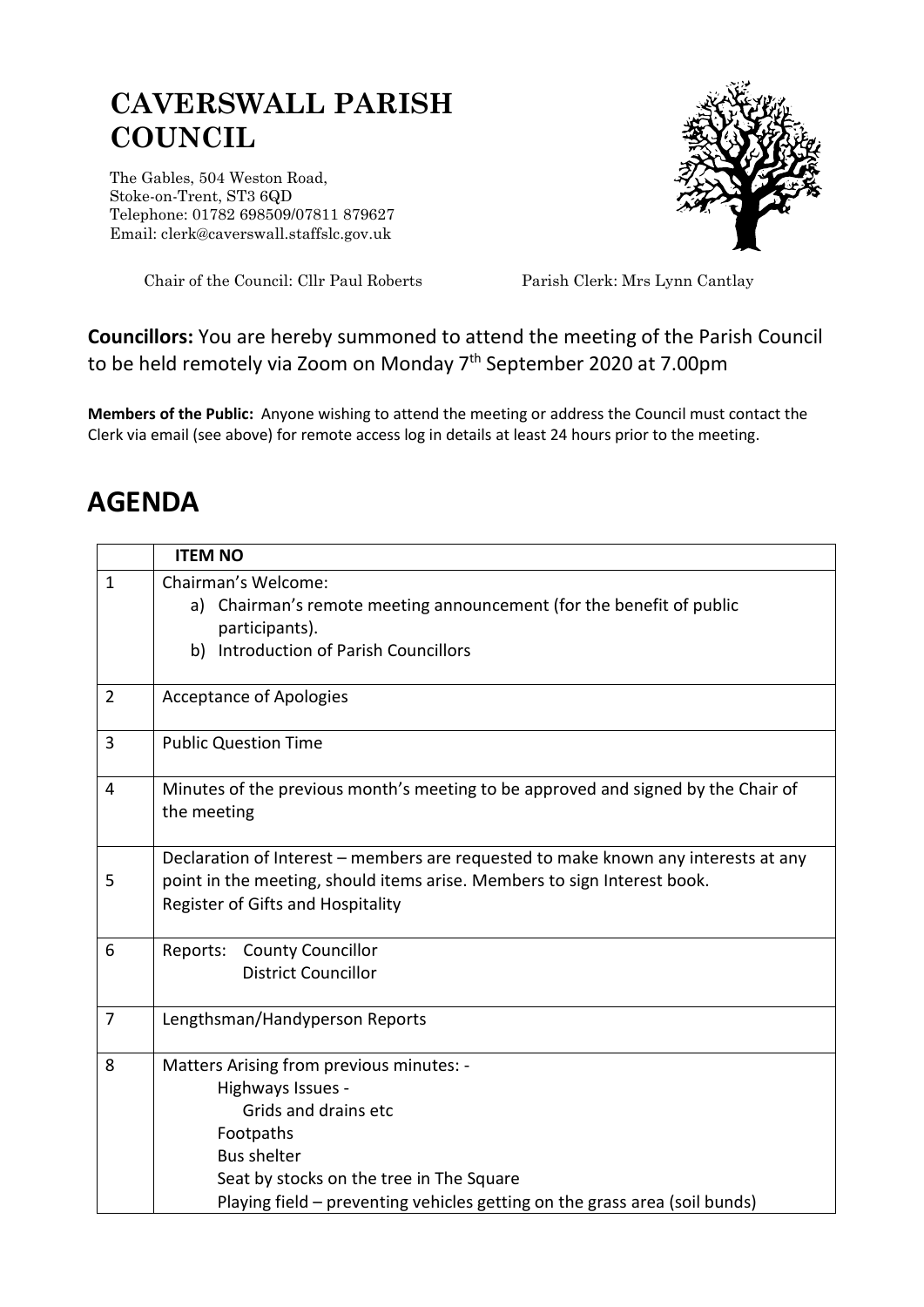# CAVERSWALL PARISH COUNCIL

The Gables, 504 Weston Road,
Stoke-on-Trent, ST3 6QD
Telephone: 01782 698509/07811 879627
Email: clerk@caverswall.staffslc.gov.uk

Chair of the Council: Cllr Paul Roberts

Parish Clerk: Mrs Lynn Cantlay

**Councillors:** You are hereby summoned to attend the meeting of the Parish Council to be held remotely via Zoom on Monday 7th September 2020 at 7.00pm

**Members of the Public:** Anyone wishing to attend the meeting or address the Council must contact the Clerk via email (see above) for remote access log in details at least 24 hours prior to the meeting.

## AGENDA

| | **ITEM NO** |
|---|---|
| 1 | Chairman's Welcome:<br>a) Chairman's remote meeting announcement (for the benefit of public participants).<br>b) Introduction of Parish Councillors |
| 2 | Acceptance of Apologies |
| 3 | Public Question Time |
| 4 | Minutes of the previous month's meeting to be approved and signed by the Chair of the meeting |
| 5 | Declaration of Interest – members are requested to make known any interests at any point in the meeting, should items arise. Members to sign Interest book.<br>Register of Gifts and Hospitality |
| 6 | Reports: County Councillor<br>District Councillor |
| 7 | Lengthsman/Handyperson Reports |
| 8 | Matters Arising from previous minutes: -<br>Highways Issues -<br>Grids and drains etc<br>Footpaths<br>Bus shelter<br>Seat by stocks on the tree in The Square<br>Playing field – preventing vehicles getting on the grass area (soil bunds) |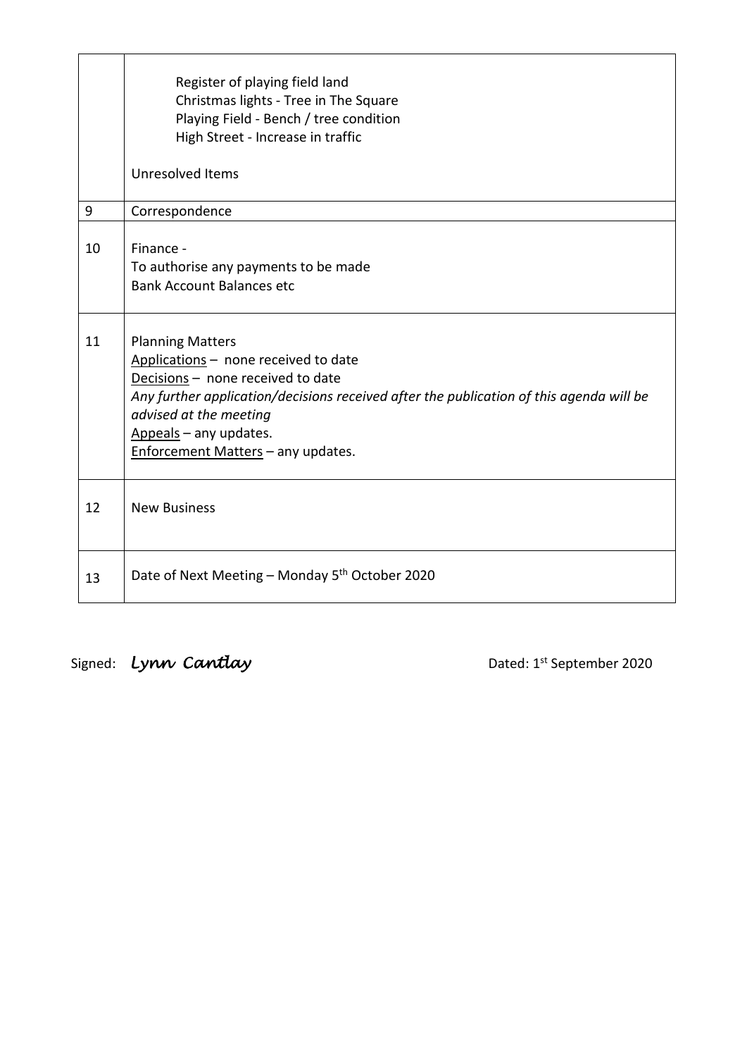| | |
|---|---|
| | Register of playing field land<br>Christmas lights - Tree in The Square<br>Playing Field - Bench / tree condition<br>High Street - Increase in traffic<br><br>Unresolved Items |
| 9 | Correspondence |
| 10 | Finance -<br>To authorise any payments to be made<br>Bank Account Balances etc |
| 11 | Planning Matters<br>Applications – none received to date<br>Decisions – none received to date<br>*Any further application/decisions received after the publication of this agenda will be advised at the meeting*<br>Appeals – any updates.<br>Enforcement Matters – any updates. |
| 12 | New Business |
| 13 | Date of Next Meeting – Monday 5th October 2020 |

Signed: *Lynn Cantlay* Dated: 1st September 2020